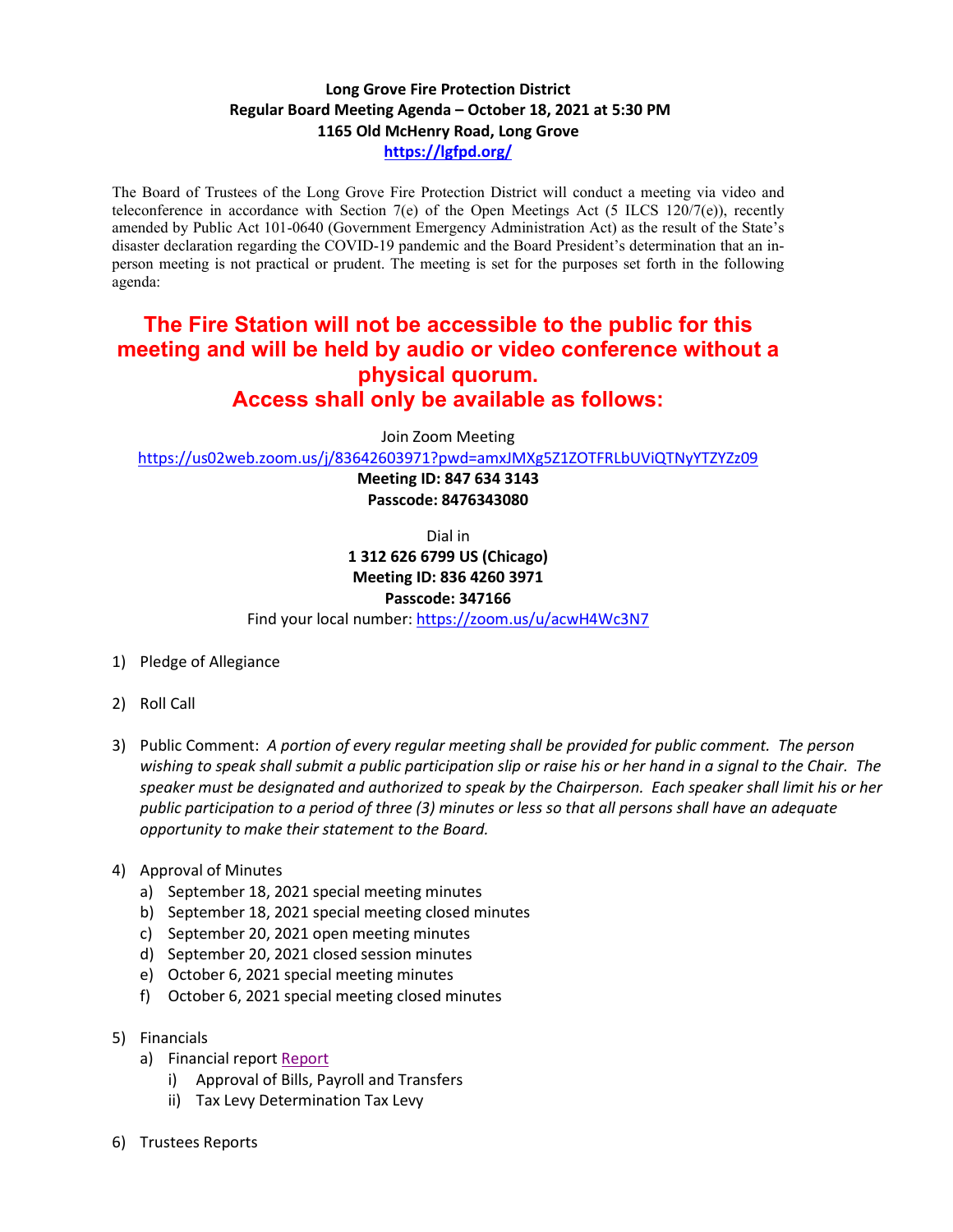**Long Grove Fire Protection District**
**Regular Board Meeting Agenda – October 18, 2021 at 5:30 PM**
**1165 Old McHenry Road, Long Grove**
**https://lgfpd.org/**

The Board of Trustees of the Long Grove Fire Protection District will conduct a meeting via video and teleconference in accordance with Section 7(e) of the Open Meetings Act (5 ILCS 120/7(e)), recently amended by Public Act 101-0640 (Government Emergency Administration Act) as the result of the State's disaster declaration regarding the COVID-19 pandemic and the Board President's determination that an in-person meeting is not practical or prudent. The meeting is set for the purposes set forth in the following agenda:

**The Fire Station will not be accessible to the public for this meeting and will be held by audio or video conference without a physical quorum.**
**Access shall only be available as follows:**

Join Zoom Meeting
https://us02web.zoom.us/j/83642603971?pwd=amxJMXg5Z1ZOTFRLbUViQTNyYTZYZz09
**Meeting ID: 847 634 3143**
**Passcode: 8476343080**

Dial in
**1 312 626 6799 US (Chicago)**
**Meeting ID: 836 4260 3971**
**Passcode: 347166**
Find your local number: https://zoom.us/u/acwH4Wc3N7

1) Pledge of Allegiance

2) Roll Call

3) Public Comment: *A portion of every regular meeting shall be provided for public comment. The person wishing to speak shall submit a public participation slip or raise his or her hand in a signal to the Chair. The speaker must be designated and authorized to speak by the Chairperson. Each speaker shall limit his or her public participation to a period of three (3) minutes or less so that all persons shall have an adequate opportunity to make their statement to the Board.*

4) Approval of Minutes
   a) September 18, 2021 special meeting minutes
   b) September 18, 2021 special meeting closed minutes
   c) September 20, 2021 open meeting minutes
   d) September 20, 2021 closed session minutes
   e) October 6, 2021 special meeting minutes
   f) October 6, 2021 special meeting closed minutes

5) Financials
   a) Financial report Report
      i) Approval of Bills, Payroll and Transfers
      ii) Tax Levy Determination Tax Levy

6) Trustees Reports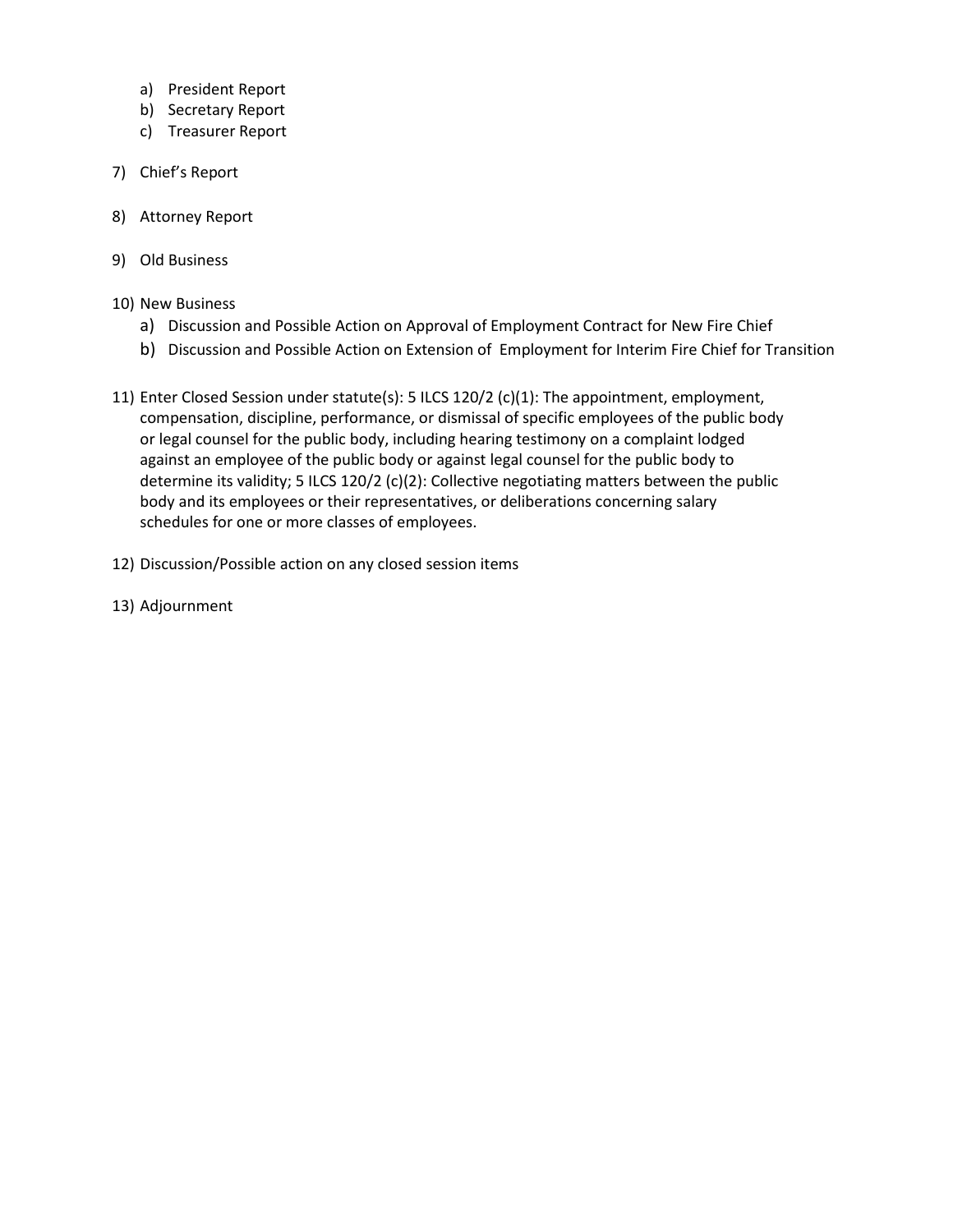a) President Report
   b) Secretary Report
   c) Treasurer Report

7) Chief's Report

8) Attorney Report

9) Old Business

10) New Business
    a) Discussion and Possible Action on Approval of Employment Contract for New Fire Chief
    b) Discussion and Possible Action on Extension of  Employment for Interim Fire Chief for Transition

11) Enter Closed Session under statute(s): 5 ILCS 120/2 (c)(1): The appointment, employment, compensation, discipline, performance, or dismissal of specific employees of the public body or legal counsel for the public body, including hearing testimony on a complaint lodged against an employee of the public body or against legal counsel for the public body to determine its validity; 5 ILCS 120/2 (c)(2): Collective negotiating matters between the public body and its employees or their representatives, or deliberations concerning salary schedules for one or more classes of employees.

12) Discussion/Possible action on any closed session items

13) Adjournment